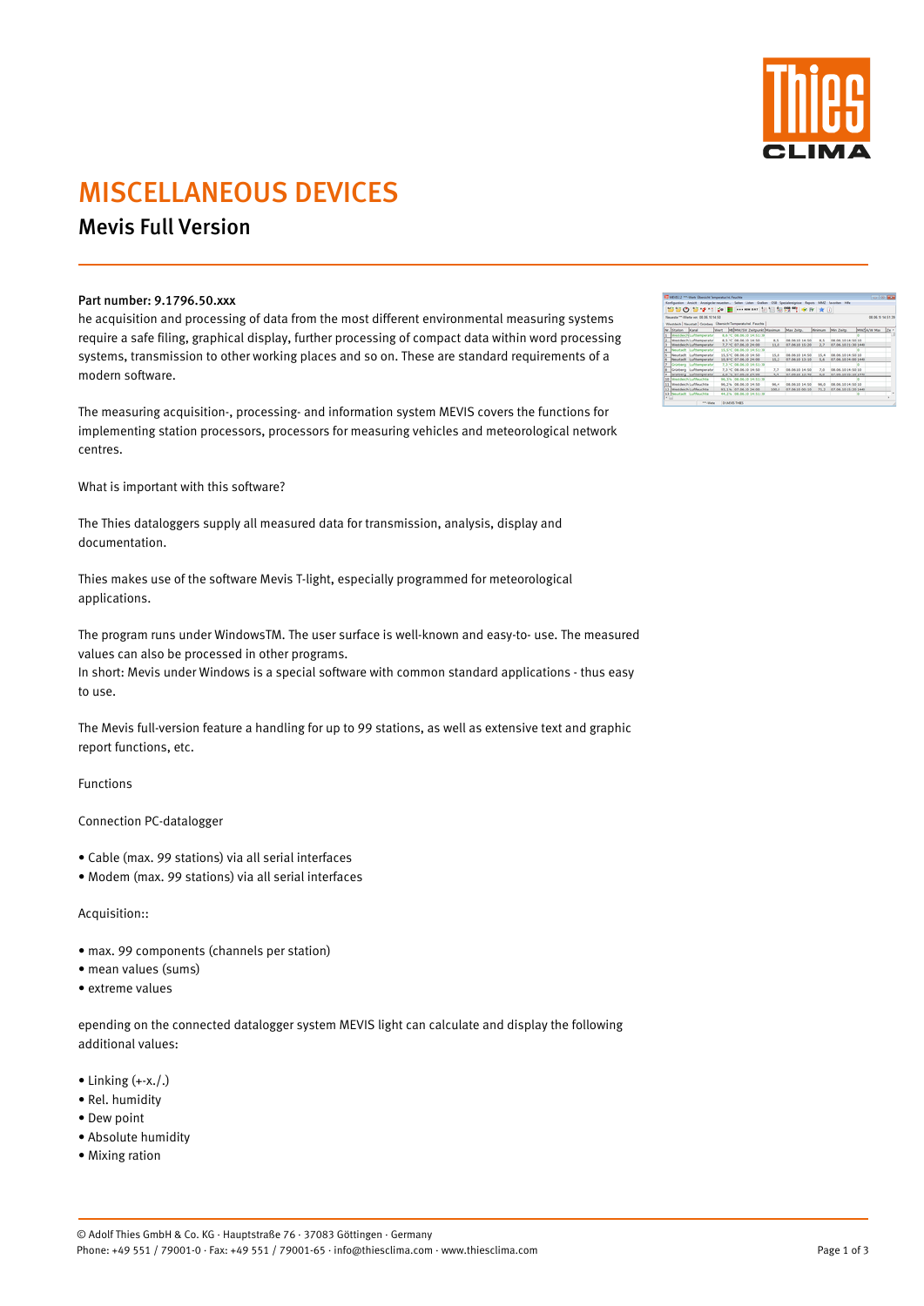# MISCELLANEOUS DEVICES

## Mevis Full Version

**Part number: 9.1796.50.xxx**

he acquisition and processing of data from the most different environmental measuring systems require a safe filing, graphical display, further processing of compact data within word processing systems, transmission to other working places and so on. These are standard requirements of a modern software.

The measuring acquisition-, processing- and information system MEVIS covers the functions for implementing station processors, processors for measuring vehicles and meteorological network centres.

What is important with this software?

The Thies dataloggers supply all measured data for transmission, analysis, display and documentation.

Thies makes use of the software Mevis T-light, especially programmed for meteorological applications.

The program runs under WindowsTM. The user surface is well-known and easy-to- use. The measured values can also be processed in other programs.
In short: Mevis under Windows is a special software with common standard applications - thus easy to use.

The Mevis full-version feature a handling for up to 99 stations, as well as extensive text and graphic report functions, etc.

Functions

Connection PC-datalogger

- Cable (max. 99 stations) via all serial interfaces
- Modem (max. 99 stations) via all serial interfaces

Acquisition::

- max. 99 components (channels per station)
- mean values (sums)
- extreme values

epending on the connected datalogger system MEVIS light can calculate and display the following additional values:

- Linking (+-x./.)
- Rel. humidity
- Dew point
- Absolute humidity
- Mixing ration

© Adolf Thies GmbH & Co. KG · Hauptstraße 76 · 37083 Göttingen · Germany
Phone: +49 551 / 79001-0 · Fax: +49 551 / 79001-65 · info@thiesclima.com · www.thiesclima.com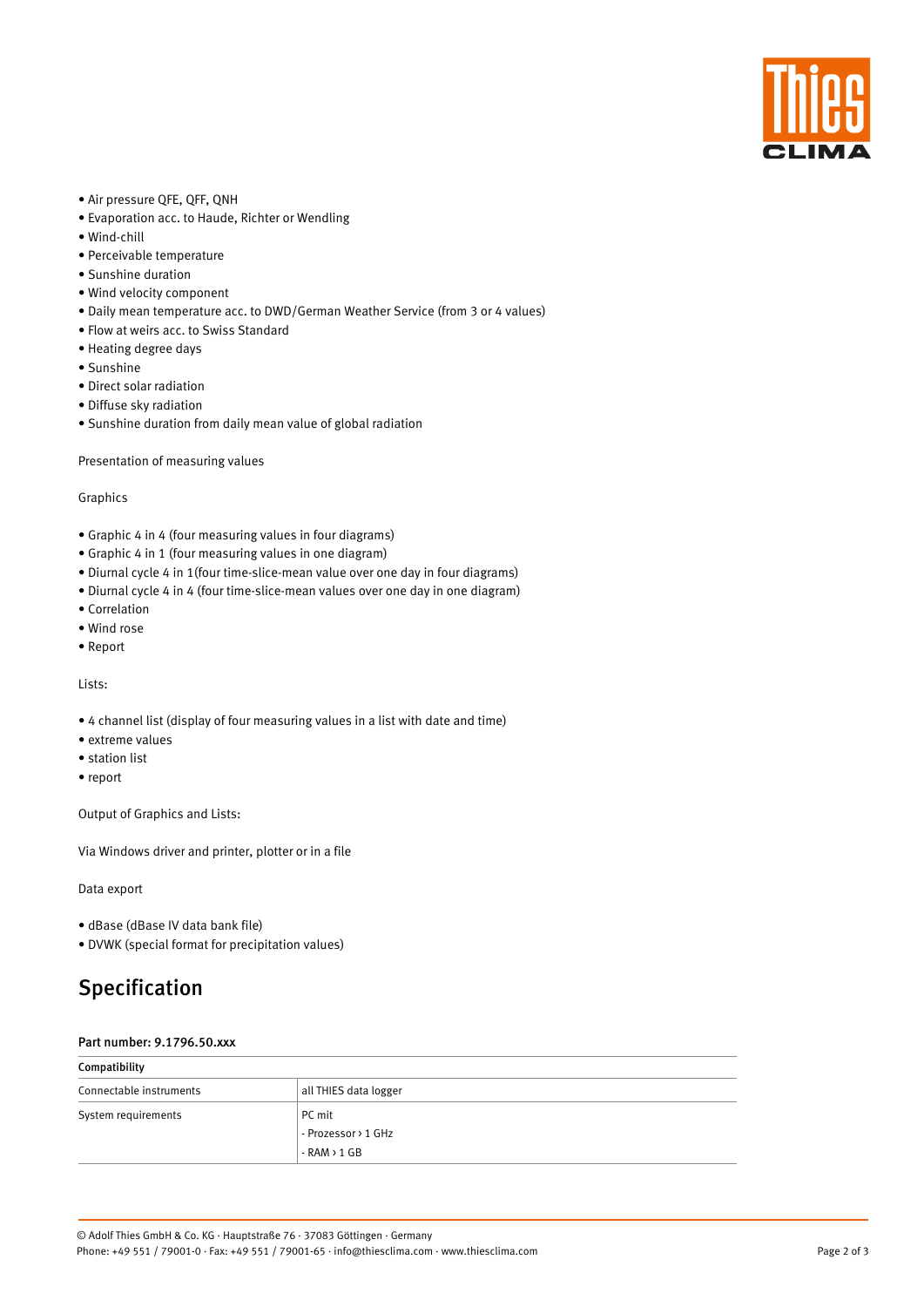- Air pressure QFE, QFF, QNH
- Evaporation acc. to Haude, Richter or Wendling
- Wind-chill
- Perceivable temperature
- Sunshine duration
- Wind velocity component
- Daily mean temperature acc. to DWD/German Weather Service (from 3 or 4 values)
- Flow at weirs acc. to Swiss Standard
- Heating degree days
- Sunshine
- Direct solar radiation
- Diffuse sky radiation
- Sunshine duration from daily mean value of global radiation

Presentation of measuring values

Graphics

- Graphic 4 in 4 (four measuring values in four diagrams)
- Graphic 4 in 1 (four measuring values in one diagram)
- Diurnal cycle 4 in 1(four time-slice-mean value over one day in four diagrams)
- Diurnal cycle 4 in 4 (four time-slice-mean values over one day in one diagram)
- Correlation
- Wind rose
- Report

Lists:

- 4 channel list (display of four measuring values in a list with date and time)
- extreme values
- station list
- report

Output of Graphics and Lists:

Via Windows driver and printer, plotter or in a file

Data export

- dBase (dBase IV data bank file)
- DVWK (special format for precipitation values)

## Specification

**Part number: 9.1796.50.xxx**

| **Compatibility** | |
|---|---|
| Connectable instruments | all THIES data logger |
| System requirements | PC mit<br>- Prozessor › 1 GHz<br>- RAM › 1 GB |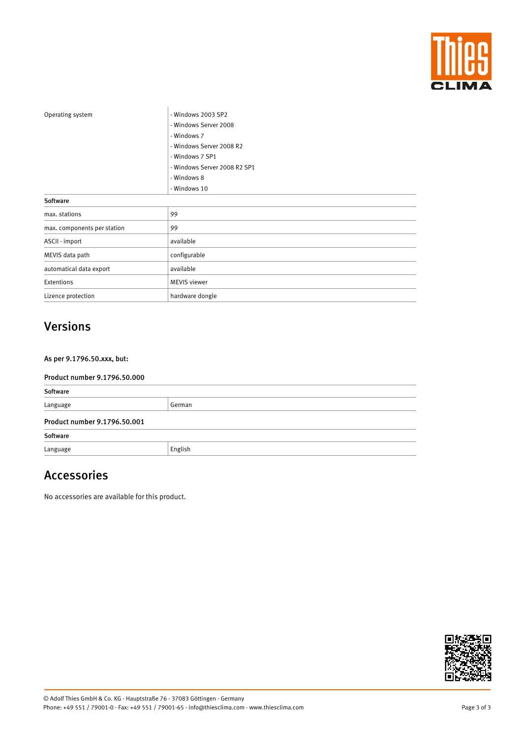| | |
|---|---|
| Operating system | - Windows 2003 SP2<br>- Windows Server 2008<br>- Windows 7<br>- Windows Server 2008 R2<br>- Windows 7 SP1<br>- Windows Server 2008 R2 SP1<br>- Windows 8<br>- Windows 10 |
| **Software** | |
| max. stations | 99 |
| max. components per station | 99 |
| ASCII - import | available |
| MEVIS data path | configurable |
| automatical data export | available |
| Extentions | MEVIS viewer |
| Lizence protection | hardware dongle |

## Versions

**As per 9.1796.50.xxx, but:**

**Product number 9.1796.50.000**

| | |
|---|---|
| **Software** | |
| Language | German |

**Product number 9.1796.50.001**

| | |
|---|---|
| **Software** | |
| Language | English |

## Accessories

No accessories are available for this product.

© Adolf Thies GmbH & Co. KG · Hauptstraße 76 · 37083 Göttingen · Germany
Phone: +49 551 / 79001-0 · Fax: +49 551 / 79001-65 · info@thiesclima.com · www.thiesclima.com